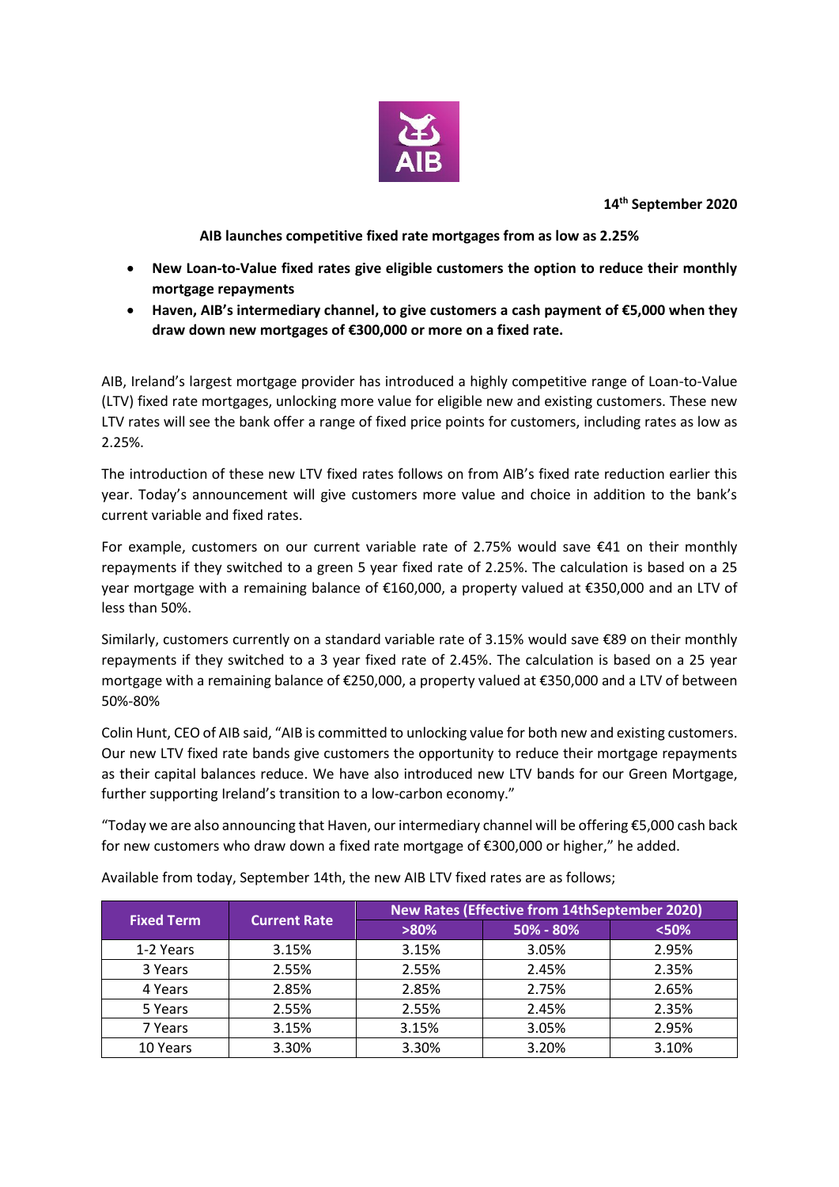14th September 2020

**AIB launches competitive fixed rate mortgages from as low as 2.25%**

- **New Loan-to-Value fixed rates give eligible customers the option to reduce their monthly mortgage repayments**
- **Haven, AIB's intermediary channel, to give customers a cash payment of €5,000 when they draw down new mortgages of €300,000 or more on a fixed rate.**

AIB, Ireland's largest mortgage provider has introduced a highly competitive range of Loan-to-Value (LTV) fixed rate mortgages, unlocking more value for eligible new and existing customers. These new LTV rates will see the bank offer a range of fixed price points for customers, including rates as low as 2.25%.

The introduction of these new LTV fixed rates follows on from AIB's fixed rate reduction earlier this year. Today's announcement will give customers more value and choice in addition to the bank's current variable and fixed rates.

For example, customers on our current variable rate of 2.75% would save €41 on their monthly repayments if they switched to a green 5 year fixed rate of 2.25%. The calculation is based on a 25 year mortgage with a remaining balance of €160,000, a property valued at €350,000 and an LTV of less than 50%.

Similarly, customers currently on a standard variable rate of 3.15% would save €89 on their monthly repayments if they switched to a 3 year fixed rate of 2.45%. The calculation is based on a 25 year mortgage with a remaining balance of €250,000, a property valued at €350,000 and a LTV of between 50%-80%

Colin Hunt, CEO of AIB said, "AIB is committed to unlocking value for both new and existing customers. Our new LTV fixed rate bands give customers the opportunity to reduce their mortgage repayments as their capital balances reduce. We have also introduced new LTV bands for our Green Mortgage, further supporting Ireland's transition to a low-carbon economy."

"Today we are also announcing that Haven, our intermediary channel will be offering €5,000 cash back for new customers who draw down a fixed rate mortgage of €300,000 or higher," he added.

Available from today, September 14th, the new AIB LTV fixed rates are as follows;

| Fixed Term | Current Rate | New Rates (Effective from 14thSeptember 2020) | | |
|---|---|---|---|---|
| | | >80% | 50% - 80% | <50% |
| 1-2 Years | 3.15% | 3.15% | 3.05% | 2.95% |
| 3 Years | 2.55% | 2.55% | 2.45% | 2.35% |
| 4 Years | 2.85% | 2.85% | 2.75% | 2.65% |
| 5 Years | 2.55% | 2.55% | 2.45% | 2.35% |
| 7 Years | 3.15% | 3.15% | 3.05% | 2.95% |
| 10 Years | 3.30% | 3.30% | 3.20% | 3.10% |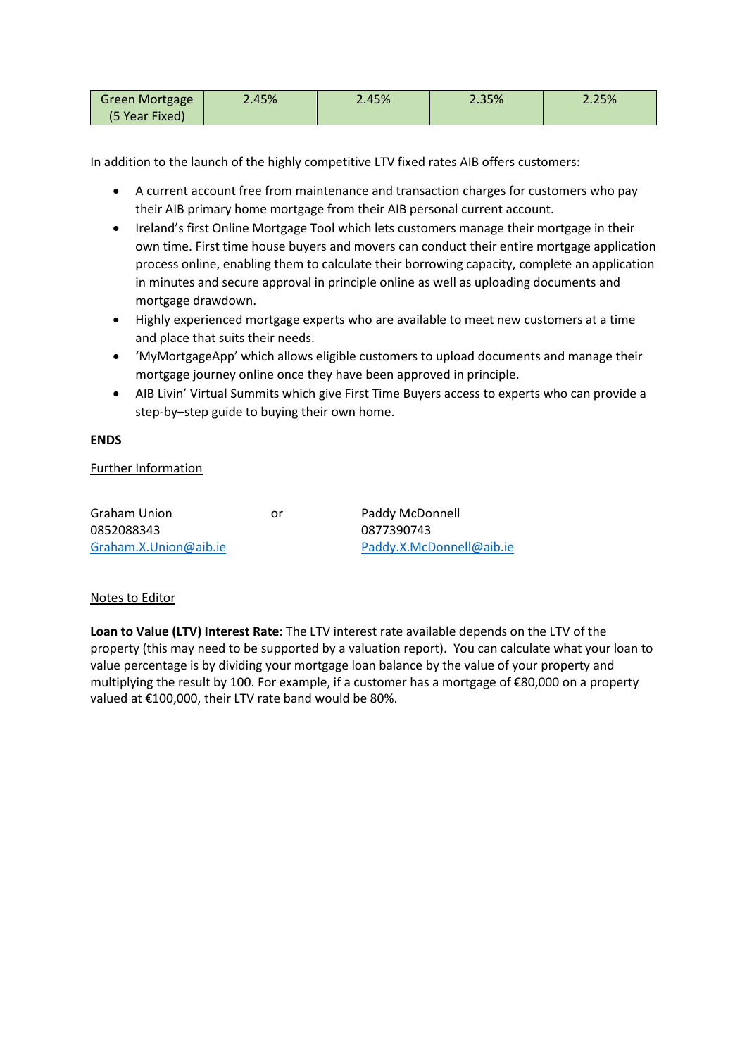| | | | | |
|---|---|---|---|---|
| Green Mortgage (5 Year Fixed) | 2.45% | 2.45% | 2.35% | 2.25% |

In addition to the launch of the highly competitive LTV fixed rates AIB offers customers:

- A current account free from maintenance and transaction charges for customers who pay their AIB primary home mortgage from their AIB personal current account.
- Ireland's first Online Mortgage Tool which lets customers manage their mortgage in their own time. First time house buyers and movers can conduct their entire mortgage application process online, enabling them to calculate their borrowing capacity, complete an application in minutes and secure approval in principle online as well as uploading documents and mortgage drawdown.
- Highly experienced mortgage experts who are available to meet new customers at a time and place that suits their needs.
- 'MyMortgageApp' which allows eligible customers to upload documents and manage their mortgage journey online once they have been approved in principle.
- AIB Livin' Virtual Summits which give First Time Buyers access to experts who can provide a step-by–step guide to buying their own home.

**ENDS**

Further Information

Graham Union
0852088343
Graham.X.Union@aib.ie

or

Paddy McDonnell
0877390743
Paddy.X.McDonnell@aib.ie

Notes to Editor

**Loan to Value (LTV) Interest Rate**: The LTV interest rate available depends on the LTV of the property (this may need to be supported by a valuation report). You can calculate what your loan to value percentage is by dividing your mortgage loan balance by the value of your property and multiplying the result by 100. For example, if a customer has a mortgage of €80,000 on a property valued at €100,000, their LTV rate band would be 80%.